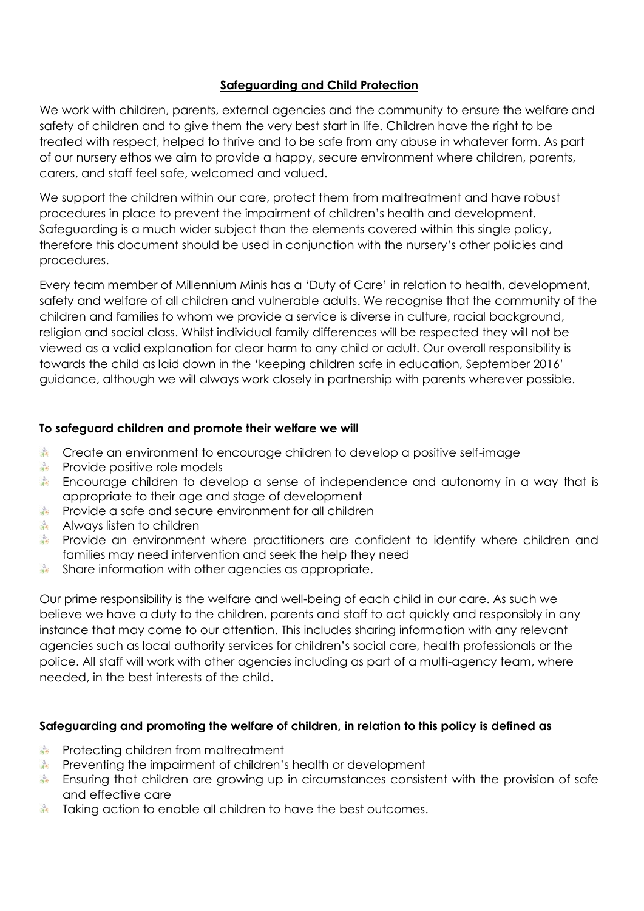# Safeguarding and Child Protection

We work with children, parents, external agencies and the community to ensure the welfare and safety of children and to give them the very best start in life. Children have the right to be treated with respect, helped to thrive and to be safe from any abuse in whatever form. As part of our nursery ethos we aim to provide a happy, secure environment where children, parents, carers, and staff feel safe, welcomed and valued.

We support the children within our care, protect them from maltreatment and have robust procedures in place to prevent the impairment of children's health and development. Safeguarding is a much wider subject than the elements covered within this single policy, therefore this document should be used in conjunction with the nursery's other policies and procedures.

Every team member of Millennium Minis has a 'Duty of Care' in relation to health, development, safety and welfare of all children and vulnerable adults. We recognise that the community of the children and families to whom we provide a service is diverse in culture, racial background, religion and social class. Whilst individual family differences will be respected they will not be viewed as a valid explanation for clear harm to any child or adult. Our overall responsibility is towards the child as laid down in the 'keeping children safe in education, September 2016' guidance, although we will always work closely in partnership with parents wherever possible.

**To safeguard children and promote their welfare we will**

- Create an environment to encourage children to develop a positive self-image
- Provide positive role models
- Encourage children to develop a sense of independence and autonomy in a way that is appropriate to their age and stage of development
- Provide a safe and secure environment for all children
- Always listen to children
- Provide an environment where practitioners are confident to identify where children and families may need intervention and seek the help they need
- Share information with other agencies as appropriate.

Our prime responsibility is the welfare and well-being of each child in our care. As such we believe we have a duty to the children, parents and staff to act quickly and responsibly in any instance that may come to our attention. This includes sharing information with any relevant agencies such as local authority services for children's social care, health professionals or the police. All staff will work with other agencies including as part of a multi-agency team, where needed, in the best interests of the child.

**Safeguarding and promoting the welfare of children, in relation to this policy is defined as**

- Protecting children from maltreatment
- Preventing the impairment of children's health or development
- Ensuring that children are growing up in circumstances consistent with the provision of safe and effective care
- Taking action to enable all children to have the best outcomes.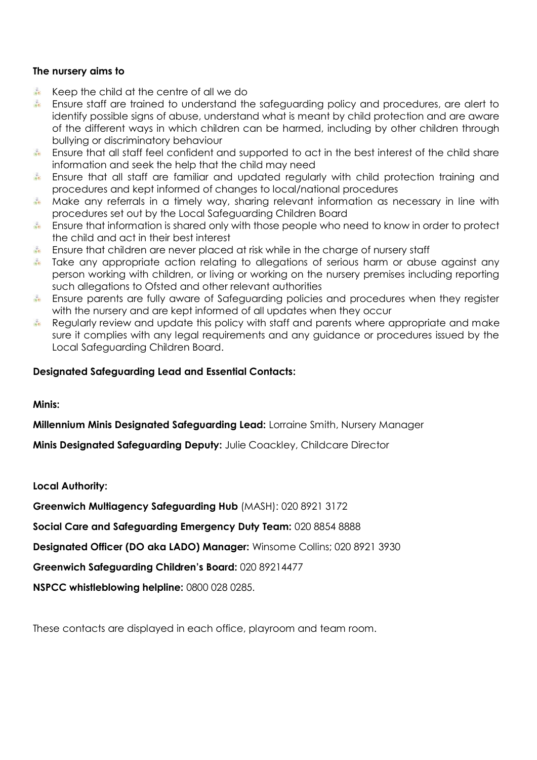**The nursery aims to**

- Keep the child at the centre of all we do
- Ensure staff are trained to understand the safeguarding policy and procedures, are alert to identify possible signs of abuse, understand what is meant by child protection and are aware of the different ways in which children can be harmed, including by other children through bullying or discriminatory behaviour
- Ensure that all staff feel confident and supported to act in the best interest of the child share information and seek the help that the child may need
- Ensure that all staff are familiar and updated regularly with child protection training and procedures and kept informed of changes to local/national procedures
- Make any referrals in a timely way, sharing relevant information as necessary in line with procedures set out by the Local Safeguarding Children Board
- Ensure that information is shared only with those people who need to know in order to protect the child and act in their best interest
- Ensure that children are never placed at risk while in the charge of nursery staff
- Take any appropriate action relating to allegations of serious harm or abuse against any person working with children, or living or working on the nursery premises including reporting such allegations to Ofsted and other relevant authorities
- Ensure parents are fully aware of Safeguarding policies and procedures when they register with the nursery and are kept informed of all updates when they occur
- Regularly review and update this policy with staff and parents where appropriate and make sure it complies with any legal requirements and any guidance or procedures issued by the Local Safeguarding Children Board.

**Designated Safeguarding Lead and Essential Contacts:**

**Minis:**

**Millennium Minis Designated Safeguarding Lead:** Lorraine Smith, Nursery Manager

**Minis Designated Safeguarding Deputy:** Julie Coackley, Childcare Director

**Local Authority:**

**Greenwich Multiagency Safeguarding Hub** (MASH): 020 8921 3172

**Social Care and Safeguarding Emergency Duty Team:** 020 8854 8888

**Designated Officer (DO aka LADO) Manager:** Winsome Collins; 020 8921 3930

**Greenwich Safeguarding Children's Board:** 020 89214477

**NSPCC whistleblowing helpline:** 0800 028 0285.

These contacts are displayed in each office, playroom and team room.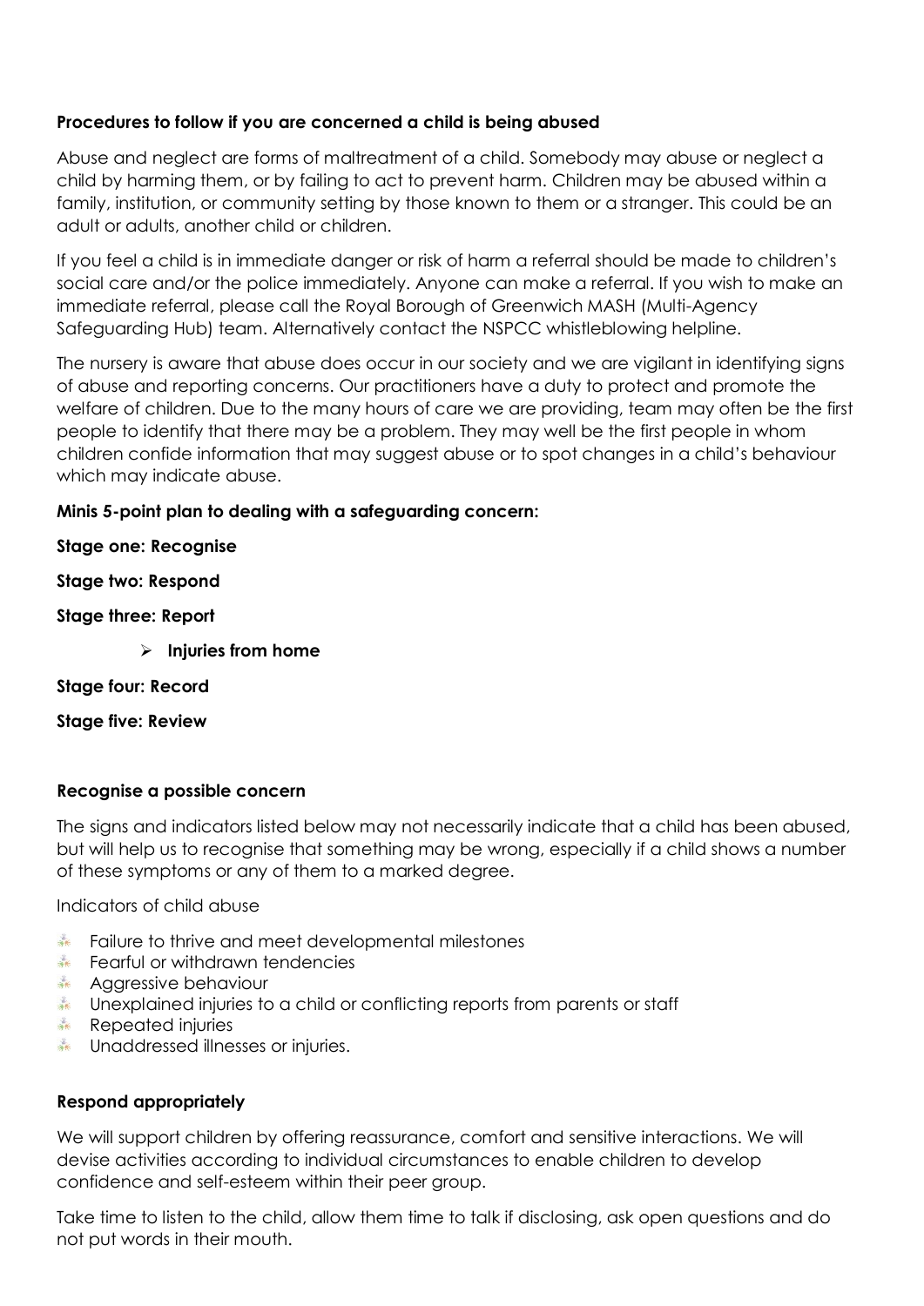**Procedures to follow if you are concerned a child is being abused**

Abuse and neglect are forms of maltreatment of a child. Somebody may abuse or neglect a child by harming them, or by failing to act to prevent harm. Children may be abused within a family, institution, or community setting by those known to them or a stranger. This could be an adult or adults, another child or children.

If you feel a child is in immediate danger or risk of harm a referral should be made to children's social care and/or the police immediately. Anyone can make a referral. If you wish to make an immediate referral, please call the Royal Borough of Greenwich MASH (Multi-Agency Safeguarding Hub) team. Alternatively contact the NSPCC whistleblowing helpline.

The nursery is aware that abuse does occur in our society and we are vigilant in identifying signs of abuse and reporting concerns. Our practitioners have a duty to protect and promote the welfare of children. Due to the many hours of care we are providing, team may often be the first people to identify that there may be a problem. They may well be the first people in whom children confide information that may suggest abuse or to spot changes in a child's behaviour which may indicate abuse.

**Minis 5-point plan to dealing with a safeguarding concern:**

**Stage one: Recognise**

**Stage two: Respond**

**Stage three: Report**

- **Injuries from home**

**Stage four: Record**

**Stage five: Review**

**Recognise a possible concern**

The signs and indicators listed below may not necessarily indicate that a child has been abused, but will help us to recognise that something may be wrong, especially if a child shows a number of these symptoms or any of them to a marked degree.

Indicators of child abuse

- Failure to thrive and meet developmental milestones
- Fearful or withdrawn tendencies
- Aggressive behaviour
- Unexplained injuries to a child or conflicting reports from parents or staff
- Repeated injuries
- Unaddressed illnesses or injuries.

**Respond appropriately**

We will support children by offering reassurance, comfort and sensitive interactions. We will devise activities according to individual circumstances to enable children to develop confidence and self-esteem within their peer group.

Take time to listen to the child, allow them time to talk if disclosing, ask open questions and do not put words in their mouth.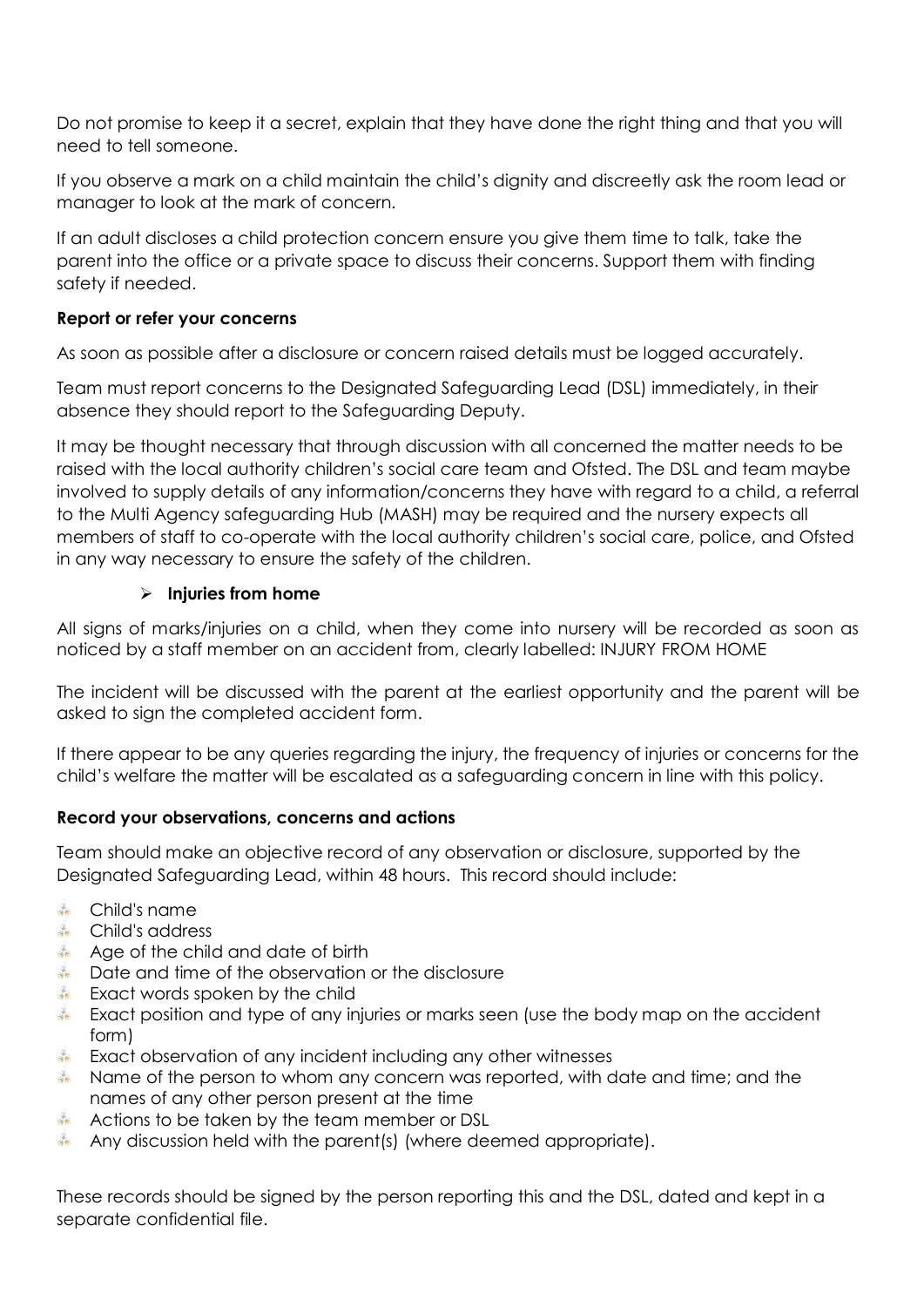Do not promise to keep it a secret, explain that they have done the right thing and that you will need to tell someone.

If you observe a mark on a child maintain the child's dignity and discreetly ask the room lead or manager to look at the mark of concern.

If an adult discloses a child protection concern ensure you give them time to talk, take the parent into the office or a private space to discuss their concerns. Support them with finding safety if needed.

**Report or refer your concerns**

As soon as possible after a disclosure or concern raised details must be logged accurately.

Team must report concerns to the Designated Safeguarding Lead (DSL) immediately, in their absence they should report to the Safeguarding Deputy.

It may be thought necessary that through discussion with all concerned the matter needs to be raised with the local authority children's social care team and Ofsted. The DSL and team maybe involved to supply details of any information/concerns they have with regard to a child, a referral to the Multi Agency safeguarding Hub (MASH) may be required and the nursery expects all members of staff to co-operate with the local authority children's social care, police, and Ofsted in any way necessary to ensure the safety of the children.

- **Injuries from home**

All signs of marks/injuries on a child, when they come into nursery will be recorded as soon as noticed by a staff member on an accident from, clearly labelled: INJURY FROM HOME

The incident will be discussed with the parent at the earliest opportunity and the parent will be asked to sign the completed accident form.

If there appear to be any queries regarding the injury, the frequency of injuries or concerns for the child's welfare the matter will be escalated as a safeguarding concern in line with this policy.

**Record your observations, concerns and actions**

Team should make an objective record of any observation or disclosure, supported by the Designated Safeguarding Lead, within 48 hours. This record should include:

- Child's name
- Child's address
- Age of the child and date of birth
- Date and time of the observation or the disclosure
- Exact words spoken by the child
- Exact position and type of any injuries or marks seen (use the body map on the accident form)
- Exact observation of any incident including any other witnesses
- Name of the person to whom any concern was reported, with date and time; and the names of any other person present at the time
- Actions to be taken by the team member or DSL
- Any discussion held with the parent(s) (where deemed appropriate).

These records should be signed by the person reporting this and the DSL, dated and kept in a separate confidential file.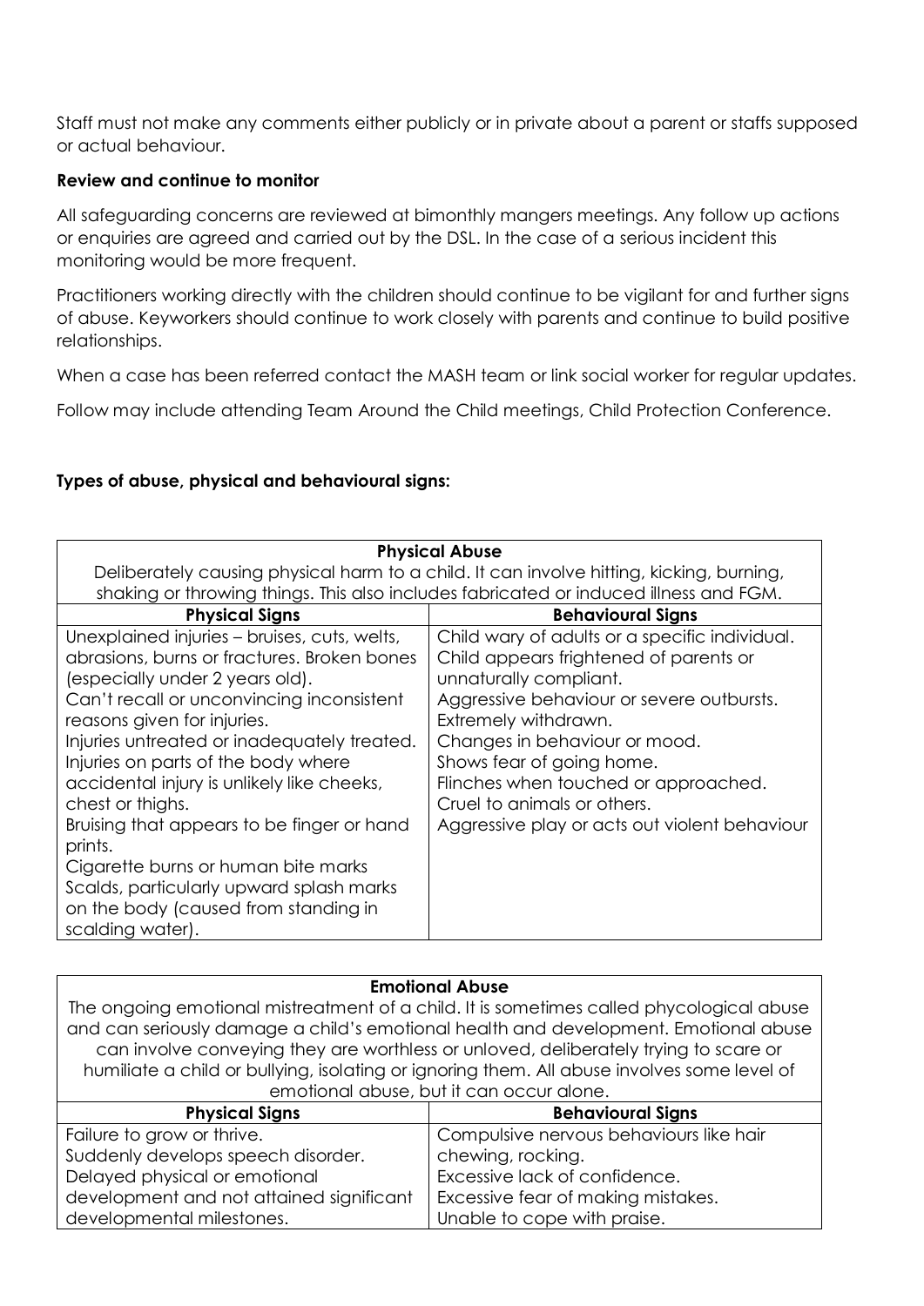Staff must not make any comments either publicly or in private about a parent or staffs supposed or actual behaviour.

**Review and continue to monitor**

All safeguarding concerns are reviewed at bimonthly mangers meetings. Any follow up actions or enquiries are agreed and carried out by the DSL. In the case of a serious incident this monitoring would be more frequent.

Practitioners working directly with the children should continue to be vigilant for and further signs of abuse. Keyworkers should continue to work closely with parents and continue to build positive relationships.

When a case has been referred contact the MASH team or link social worker for regular updates.

Follow may include attending Team Around the Child meetings, Child Protection Conference.

**Types of abuse, physical and behavioural signs:**

| **Physical Abuse**<br>Deliberately causing physical harm to a child. It can involve hitting, kicking, burning, shaking or throwing things. This also includes fabricated or induced illness and FGM. | |
|---|---|
| **Physical Signs** | **Behavioural Signs** |
| Unexplained injuries – bruises, cuts, welts, abrasions, burns or fractures. Broken bones (especially under 2 years old).<br>Can't recall or unconvincing inconsistent reasons given for injuries.<br>Injuries untreated or inadequately treated.<br>Injuries on parts of the body where accidental injury is unlikely like cheeks, chest or thighs.<br>Bruising that appears to be finger or hand prints.<br>Cigarette burns or human bite marks<br>Scalds, particularly upward splash marks on the body (caused from standing in scalding water). | Child wary of adults or a specific individual.<br>Child appears frightened of parents or unnaturally compliant.<br>Aggressive behaviour or severe outbursts.<br>Extremely withdrawn.<br>Changes in behaviour or mood.<br>Shows fear of going home.<br>Flinches when touched or approached.<br>Cruel to animals or others.<br>Aggressive play or acts out violent behaviour |

| **Emotional Abuse**<br>The ongoing emotional mistreatment of a child. It is sometimes called phycological abuse and can seriously damage a child's emotional health and development. Emotional abuse can involve conveying they are worthless or unloved, deliberately trying to scare or humiliate a child or bullying, isolating or ignoring them. All abuse involves some level of emotional abuse, but it can occur alone. | |
|---|---|
| **Physical Signs** | **Behavioural Signs** |
| Failure to grow or thrive.<br>Suddenly develops speech disorder.<br>Delayed physical or emotional development and not attained significant developmental milestones. | Compulsive nervous behaviours like hair chewing, rocking.<br>Excessive lack of confidence.<br>Excessive fear of making mistakes.<br>Unable to cope with praise. |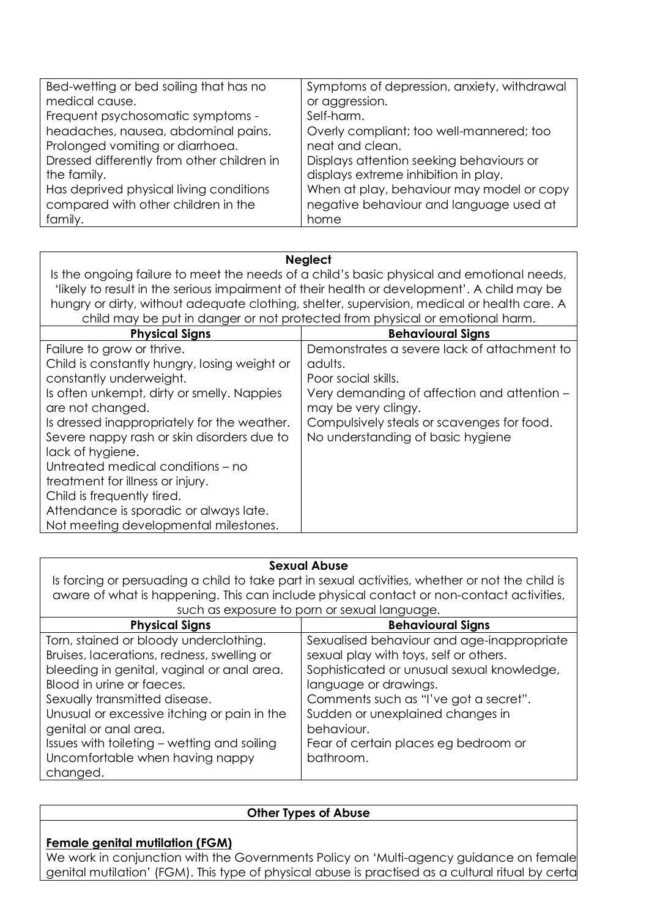| | |
|---|---|
| Bed-wetting or bed soiling that has no medical cause.<br>Frequent psychosomatic symptoms - headaches, nausea, abdominal pains.<br>Prolonged vomiting or diarrhoea.<br>Dressed differently from other children in the family.<br>Has deprived physical living conditions compared with other children in the family. | Symptoms of depression, anxiety, withdrawal or aggression.<br>Self-harm.<br>Overly compliant; too well-mannered; too neat and clean.<br>Displays attention seeking behaviours or displays extreme inhibition in play.<br>When at play, behaviour may model or copy negative behaviour and language used at home |

**Neglect**

Is the ongoing failure to meet the needs of a child's basic physical and emotional needs, 'likely to result in the serious impairment of their health or development'. A child may be hungry or dirty, without adequate clothing, shelter, supervision, medical or health care. A child may be put in danger or not protected from physical or emotional harm.

| Physical Signs | Behavioural Signs |
|---|---|
| Failure to grow or thrive.<br>Child is constantly hungry, losing weight or constantly underweight.<br>Is often unkempt, dirty or smelly. Nappies are not changed.<br>Is dressed inappropriately for the weather.<br>Severe nappy rash or skin disorders due to lack of hygiene.<br>Untreated medical conditions – no treatment for illness or injury.<br>Child is frequently tired.<br>Attendance is sporadic or always late.<br>Not meeting developmental milestones. | Demonstrates a severe lack of attachment to adults.<br>Poor social skills.<br>Very demanding of affection and attention – may be very clingy.<br>Compulsively steals or scavenges for food.<br>No understanding of basic hygiene |

**Sexual Abuse**

Is forcing or persuading a child to take part in sexual activities, whether or not the child is aware of what is happening. This can include physical contact or non-contact activities, such as exposure to porn or sexual language.

| Physical Signs | Behavioural Signs |
|---|---|
| Torn, stained or bloody underclothing.<br>Bruises, lacerations, redness, swelling or bleeding in genital, vaginal or anal area.<br>Blood in urine or faeces.<br>Sexually transmitted disease.<br>Unusual or excessive itching or pain in the genital or anal area.<br>Issues with toileting – wetting and soiling<br>Uncomfortable when having nappy changed. | Sexualised behaviour and age-inappropriate sexual play with toys, self or others.<br>Sophisticated or unusual sexual knowledge, language or drawings.<br>Comments such as "I've got a secret".<br>Sudden or unexplained changes in behaviour.<br>Fear of certain places eg bedroom or bathroom. |

**Other Types of Abuse**

**Female genital mutilation (FGM)**

We work in conjunction with the Governments Policy on 'Multi-agency guidance on female genital mutilation' (FGM). This type of physical abuse is practised as a cultural ritual by certa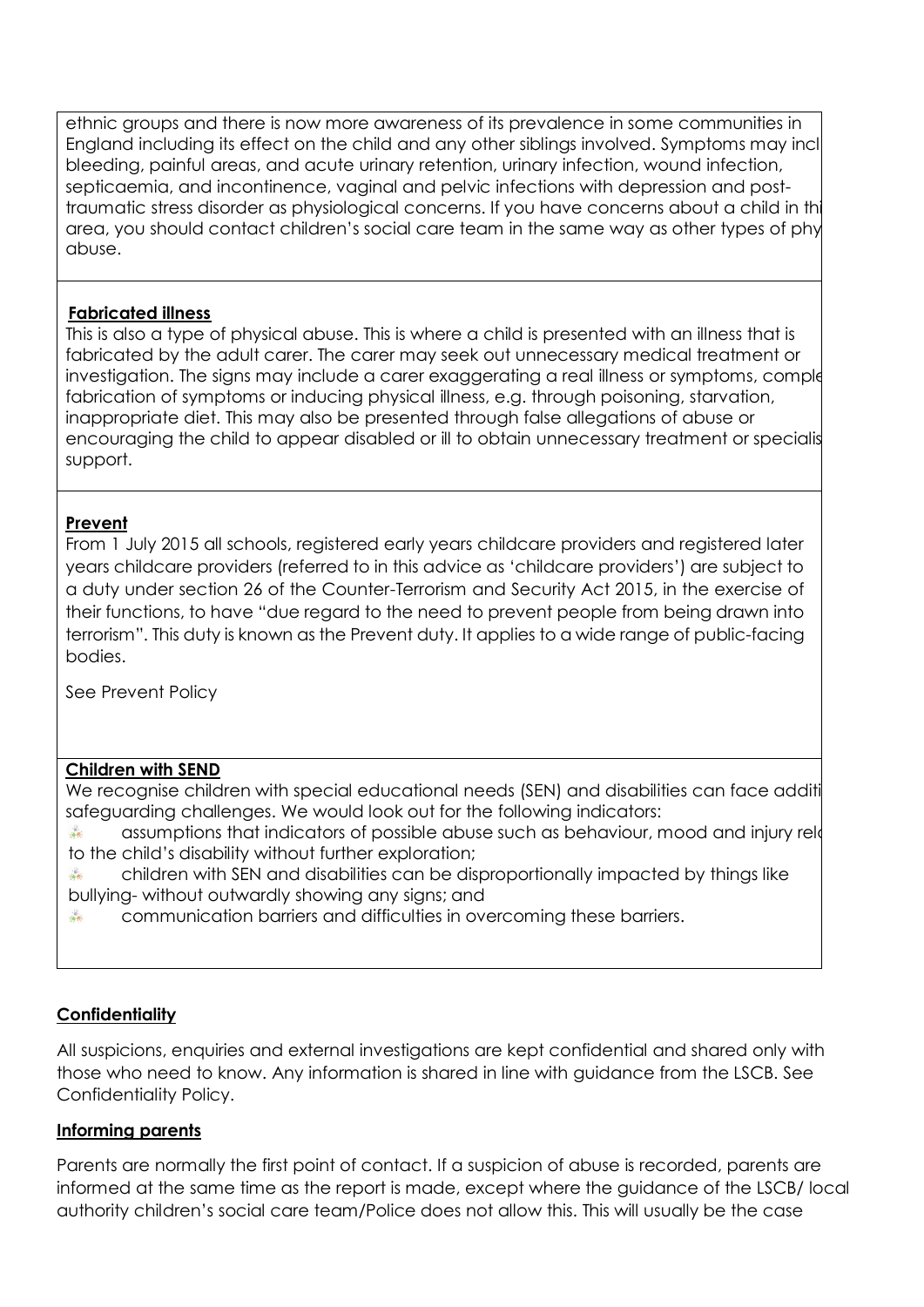ethnic groups and there is now more awareness of its prevalence in some communities in England including its effect on the child and any other siblings involved. Symptoms may incl bleeding, painful areas, and acute urinary retention, urinary infection, wound infection, septicaemia, and incontinence, vaginal and pelvic infections with depression and post-traumatic stress disorder as physiological concerns. If you have concerns about a child in thi area, you should contact children's social care team in the same way as other types of phy abuse.

**Fabricated illness**

This is also a type of physical abuse. This is where a child is presented with an illness that is fabricated by the adult carer. The carer may seek out unnecessary medical treatment or investigation. The signs may include a carer exaggerating a real illness or symptoms, comple fabrication of symptoms or inducing physical illness, e.g. through poisoning, starvation, inappropriate diet. This may also be presented through false allegations of abuse or encouraging the child to appear disabled or ill to obtain unnecessary treatment or specialis support.

**Prevent**

From 1 July 2015 all schools, registered early years childcare providers and registered later years childcare providers (referred to in this advice as 'childcare providers') are subject to a duty under section 26 of the Counter-Terrorism and Security Act 2015, in the exercise of their functions, to have "due regard to the need to prevent people from being drawn into terrorism". This duty is known as the Prevent duty. It applies to a wide range of public-facing bodies.

See Prevent Policy

**Children with SEND**

We recognise children with special educational needs (SEN) and disabilities can face additi safeguarding challenges. We would look out for the following indicators:

- assumptions that indicators of possible abuse such as behaviour, mood and injury rel to the child's disability without further exploration;
- children with SEN and disabilities can be disproportionally impacted by things like bullying- without outwardly showing any signs; and
- communication barriers and difficulties in overcoming these barriers.

## Confidentiality

All suspicions, enquiries and external investigations are kept confidential and shared only with those who need to know. Any information is shared in line with guidance from the LSCB. See Confidentiality Policy.

## Informing parents

Parents are normally the first point of contact. If a suspicion of abuse is recorded, parents are informed at the same time as the report is made, except where the guidance of the LSCB/ local authority children's social care team/Police does not allow this. This will usually be the case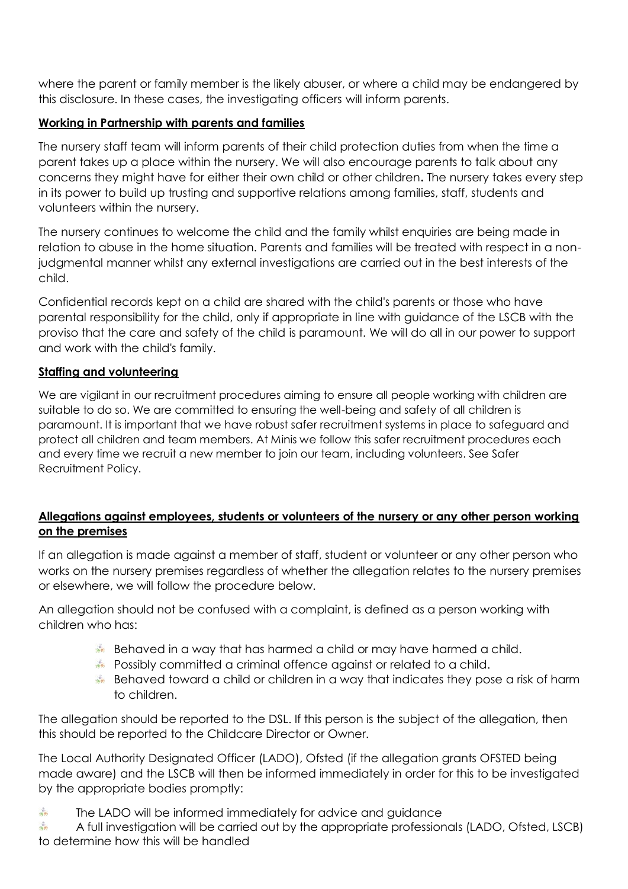where the parent or family member is the likely abuser, or where a child may be endangered by this disclosure. In these cases, the investigating officers will inform parents.

**Working in Partnership with parents and families**

The nursery staff team will inform parents of their child protection duties from when the time a parent takes up a place within the nursery. We will also encourage parents to talk about any concerns they might have for either their own child or other children**.** The nursery takes every step in its power to build up trusting and supportive relations among families, staff, students and volunteers within the nursery.

The nursery continues to welcome the child and the family whilst enquiries are being made in relation to abuse in the home situation. Parents and families will be treated with respect in a non-judgmental manner whilst any external investigations are carried out in the best interests of the child.

Confidential records kept on a child are shared with the child's parents or those who have parental responsibility for the child, only if appropriate in line with guidance of the LSCB with the proviso that the care and safety of the child is paramount. We will do all in our power to support and work with the child's family.

**Staffing and volunteering**

We are vigilant in our recruitment procedures aiming to ensure all people working with children are suitable to do so. We are committed to ensuring the well-being and safety of all children is paramount. It is important that we have robust safer recruitment systems in place to safeguard and protect all children and team members. At Minis we follow this safer recruitment procedures each and every time we recruit a new member to join our team, including volunteers. See Safer Recruitment Policy.

**Allegations against employees, students or volunteers of the nursery or any other person working on the premises**

If an allegation is made against a member of staff, student or volunteer or any other person who works on the nursery premises regardless of whether the allegation relates to the nursery premises or elsewhere, we will follow the procedure below.

An allegation should not be confused with a complaint, is defined as a person working with children who has:

- Behaved in a way that has harmed a child or may have harmed a child.
- Possibly committed a criminal offence against or related to a child.
- Behaved toward a child or children in a way that indicates they pose a risk of harm to children.

The allegation should be reported to the DSL. If this person is the subject of the allegation, then this should be reported to the Childcare Director or Owner.

The Local Authority Designated Officer (LADO), Ofsted (if the allegation grants OFSTED being made aware) and the LSCB will then be informed immediately in order for this to be investigated by the appropriate bodies promptly:

- The LADO will be informed immediately for advice and guidance
- A full investigation will be carried out by the appropriate professionals (LADO, Ofsted, LSCB) to determine how this will be handled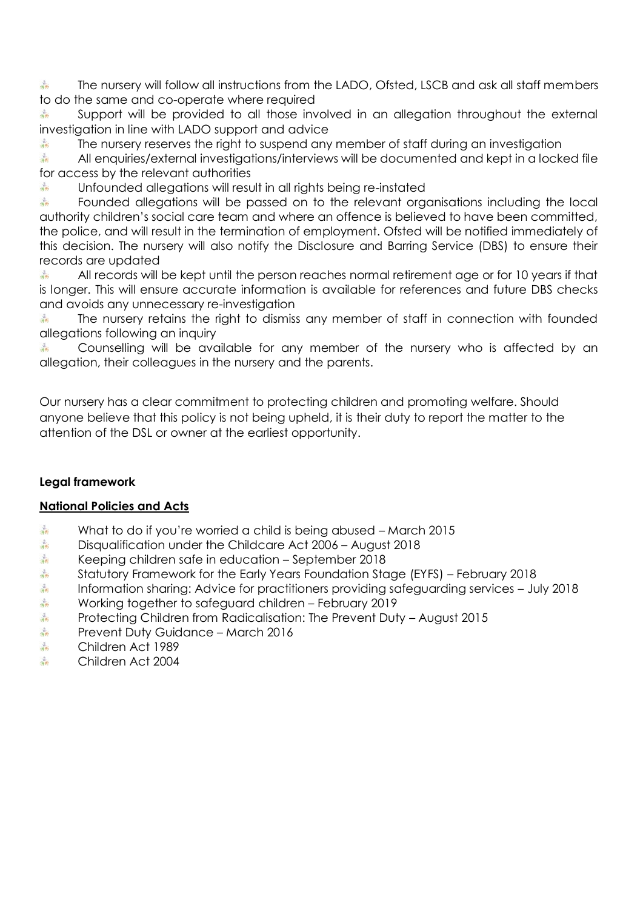- The nursery will follow all instructions from the LADO, Ofsted, LSCB and ask all staff members to do the same and co-operate where required
- Support will be provided to all those involved in an allegation throughout the external investigation in line with LADO support and advice
- The nursery reserves the right to suspend any member of staff during an investigation
- All enquiries/external investigations/interviews will be documented and kept in a locked file for access by the relevant authorities
- Unfounded allegations will result in all rights being re-instated
- Founded allegations will be passed on to the relevant organisations including the local authority children's social care team and where an offence is believed to have been committed, the police, and will result in the termination of employment. Ofsted will be notified immediately of this decision. The nursery will also notify the Disclosure and Barring Service (DBS) to ensure their records are updated
- All records will be kept until the person reaches normal retirement age or for 10 years if that is longer. This will ensure accurate information is available for references and future DBS checks and avoids any unnecessary re-investigation
- The nursery retains the right to dismiss any member of staff in connection with founded allegations following an inquiry
- Counselling will be available for any member of the nursery who is affected by an allegation, their colleagues in the nursery and the parents.

Our nursery has a clear commitment to protecting children and promoting welfare. Should anyone believe that this policy is not being upheld, it is their duty to report the matter to the attention of the DSL or owner at the earliest opportunity.

**Legal framework**

**National Policies and Acts**

- What to do if you're worried a child is being abused – March 2015
- Disqualification under the Childcare Act 2006 – August 2018
- Keeping children safe in education – September 2018
- Statutory Framework for the Early Years Foundation Stage (EYFS) – February 2018
- Information sharing: Advice for practitioners providing safeguarding services – July 2018
- Working together to safeguard children – February 2019
- Protecting Children from Radicalisation: The Prevent Duty – August 2015
- Prevent Duty Guidance – March 2016
- Children Act 1989
- Children Act 2004